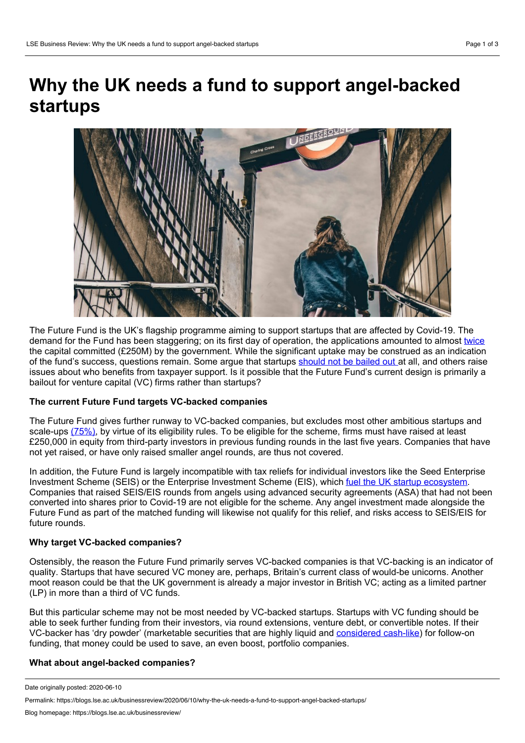# Why the UK needs a fund to support angel-backed startups

The Future Fund is the UK's flagship programme aiming to support startups that are affected by Covid-19. The demand for the Fund has been staggering; on its first day of operation, the applications amounted to almost twice the capital committed (£250M) by the government. While the significant uptake may be construed as an indication of the fund's success, questions remain. Some argue that startups should not be bailed out at all, and others raise issues about who benefits from taxpayer support. Is it possible that the Future Fund's current design is primarily a bailout for venture capital (VC) firms rather than startups?

### The current Future Fund targets VC-backed companies

The Future Fund gives further runway to VC-backed companies, but excludes most other ambitious startups and scale-ups (75%), by virtue of its eligibility rules. To be eligible for the scheme, firms must have raised at least £250,000 in equity from third-party investors in previous funding rounds in the last five years. Companies that have not yet raised, or have only raised smaller angel rounds, are thus not covered.

In addition, the Future Fund is largely incompatible with tax reliefs for individual investors like the Seed Enterprise Investment Scheme (SEIS) or the Enterprise Investment Scheme (EIS), which fuel the UK startup ecosystem. Companies that raised SEIS/EIS rounds from angels using advanced security agreements (ASA) that had not been converted into shares prior to Covid-19 are not eligible for the scheme. Any angel investment made alongside the Future Fund as part of the matched funding will likewise not qualify for this relief, and risks access to SEIS/EIS for future rounds.

### Why target VC-backed companies?

Ostensibly, the reason the Future Fund primarily serves VC-backed companies is that VC-backing is an indicator of quality. Startups that have secured VC money are, perhaps, Britain's current class of would-be unicorns. Another moot reason could be that the UK government is already a major investor in British VC; acting as a limited partner (LP) in more than a third of VC funds.

But this particular scheme may not be most needed by VC-backed startups. Startups with VC funding should be able to seek further funding from their investors, via round extensions, venture debt, or convertible notes. If their VC-backer has 'dry powder' (marketable securities that are highly liquid and considered cash-like) for follow-on funding, that money could be used to save, an even boost, portfolio companies.

### What about angel-backed companies?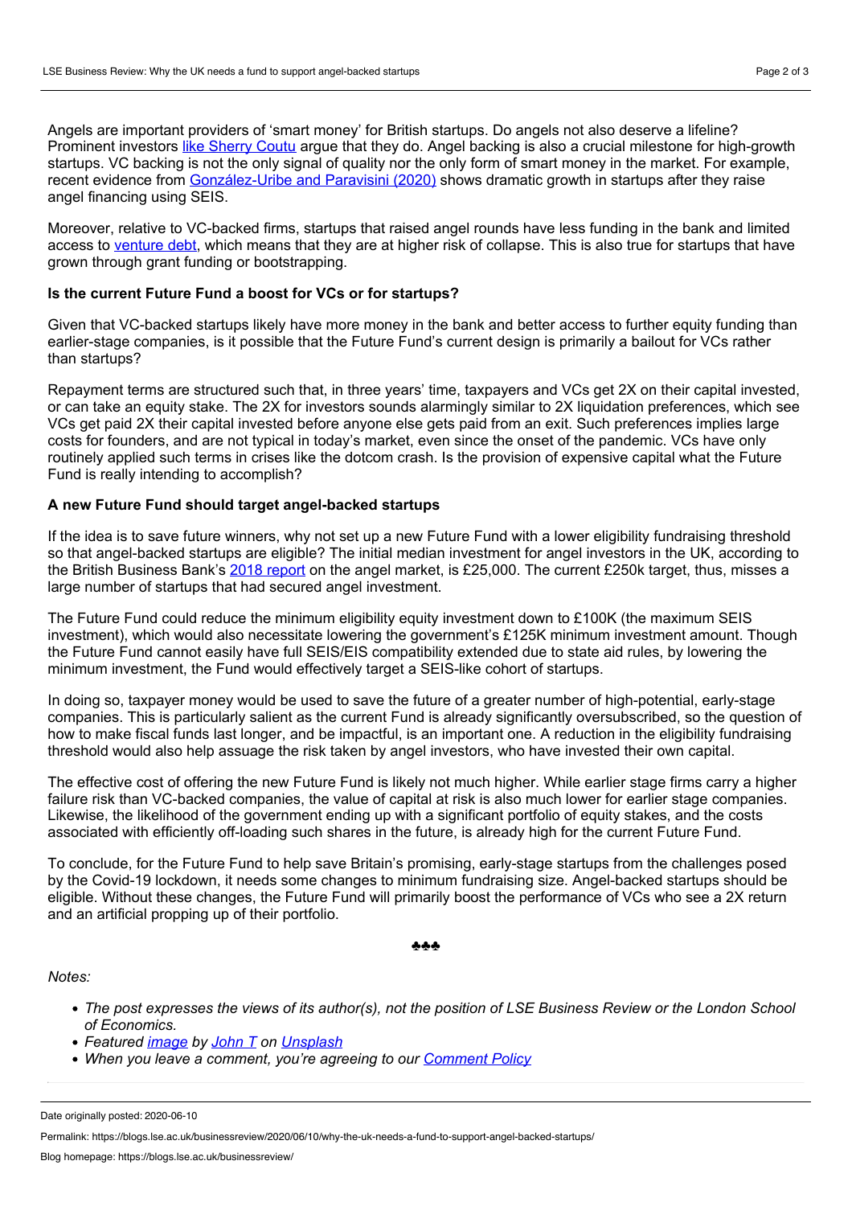Angels are important providers of 'smart money' for British startups. Do angels not also deserve a lifeline? Prominent investors like Sherry Coutu argue that they do. Angel backing is also a crucial milestone for high-growth startups. VC backing is not the only signal of quality nor the only form of smart money in the market. For example, recent evidence from González-Uribe and Paravisini (2020) shows dramatic growth in startups after they raise angel financing using SEIS.

Moreover, relative to VC-backed firms, startups that raised angel rounds have less funding in the bank and limited access to venture debt, which means that they are at higher risk of collapse. This is also true for startups that have grown through grant funding or bootstrapping.

**Is the current Future Fund a boost for VCs or for startups?**

Given that VC-backed startups likely have more money in the bank and better access to further equity funding than earlier-stage companies, is it possible that the Future Fund's current design is primarily a bailout for VCs rather than startups?

Repayment terms are structured such that, in three years' time, taxpayers and VCs get 2X on their capital invested, or can take an equity stake. The 2X for investors sounds alarmingly similar to 2X liquidation preferences, which see VCs get paid 2X their capital invested before anyone else gets paid from an exit. Such preferences implies large costs for founders, and are not typical in today's market, even since the onset of the pandemic. VCs have only routinely applied such terms in crises like the dotcom crash. Is the provision of expensive capital what the Future Fund is really intending to accomplish?

**A new Future Fund should target angel-backed startups**

If the idea is to save future winners, why not set up a new Future Fund with a lower eligibility fundraising threshold so that angel-backed startups are eligible? The initial median investment for angel investors in the UK, according to the British Business Bank's 2018 report on the angel market, is £25,000. The current £250k target, thus, misses a large number of startups that had secured angel investment.

The Future Fund could reduce the minimum eligibility equity investment down to £100K (the maximum SEIS investment), which would also necessitate lowering the government's £125K minimum investment amount. Though the Future Fund cannot easily have full SEIS/EIS compatibility extended due to state aid rules, by lowering the minimum investment, the Fund would effectively target a SEIS-like cohort of startups.

In doing so, taxpayer money would be used to save the future of a greater number of high-potential, early-stage companies. This is particularly salient as the current Fund is already significantly oversubscribed, so the question of how to make fiscal funds last longer, and be impactful, is an important one. A reduction in the eligibility fundraising threshold would also help assuage the risk taken by angel investors, who have invested their own capital.

The effective cost of offering the new Future Fund is likely not much higher. While earlier stage firms carry a higher failure risk than VC-backed companies, the value of capital at risk is also much lower for earlier stage companies. Likewise, the likelihood of the government ending up with a significant portfolio of equity stakes, and the costs associated with efficiently off-loading such shares in the future, is already high for the current Future Fund.

To conclude, for the Future Fund to help save Britain's promising, early-stage startups from the challenges posed by the Covid-19 lockdown, it needs some changes to minimum fundraising size. Angel-backed startups should be eligible. Without these changes, the Future Fund will primarily boost the performance of VCs who see a 2X return and an artificial propping up of their portfolio.

♣♣♣

*Notes:*

- *The post expresses the views of its author(s), not the position of LSE Business Review or the London School of Economics.*
- *Featured image by John T on Unsplash*
- *When you leave a comment, you're agreeing to our Comment Policy*

Date originally posted: 2020-06-10

Permalink: https://blogs.lse.ac.uk/businessreview/2020/06/10/why-the-uk-needs-a-fund-to-support-angel-backed-startups/

Blog homepage: https://blogs.lse.ac.uk/businessreview/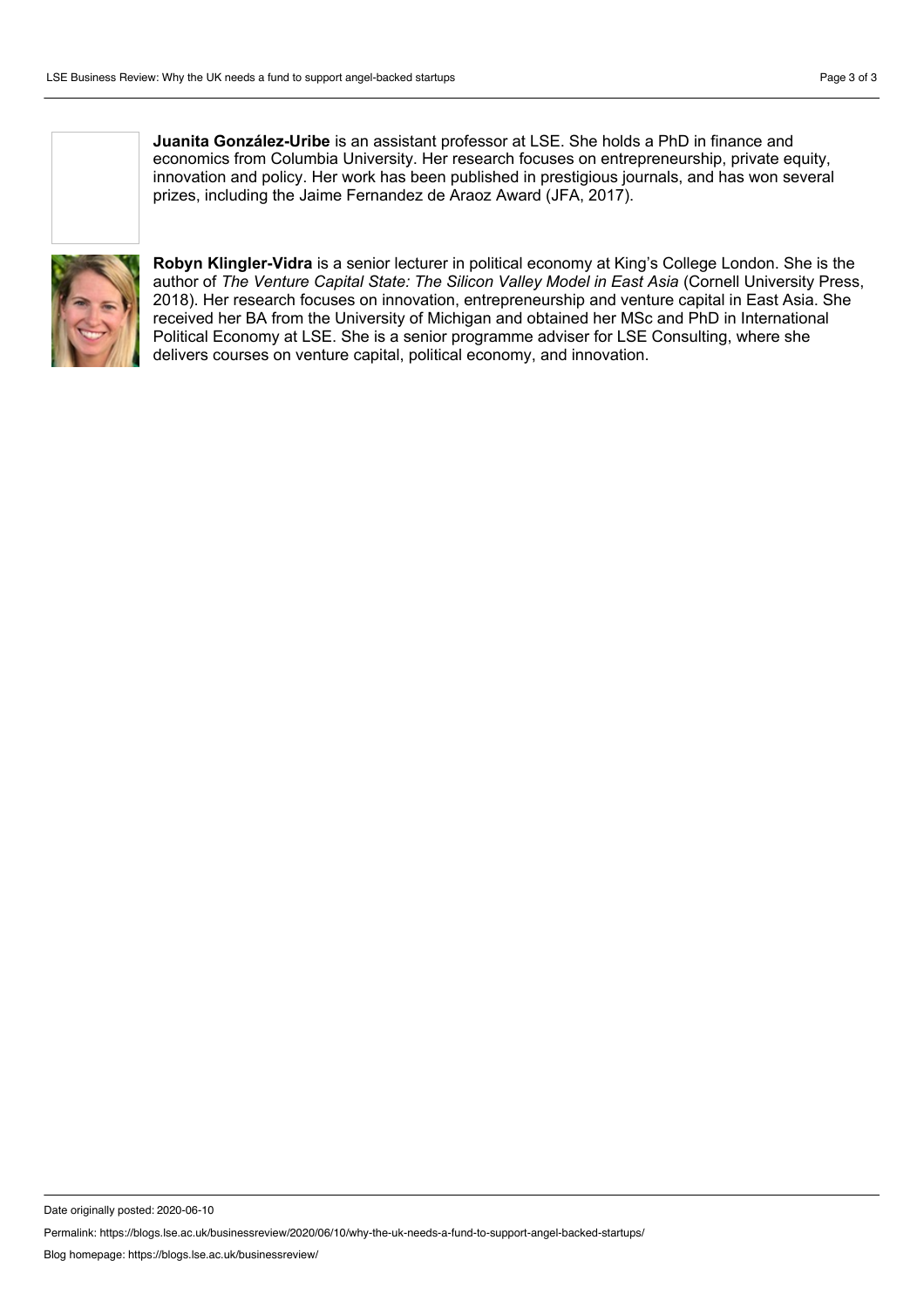**Juanita González-Uribe** is an assistant professor at LSE. She holds a PhD in finance and economics from Columbia University. Her research focuses on entrepreneurship, private equity, innovation and policy. Her work has been published in prestigious journals, and has won several prizes, including the Jaime Fernandez de Araoz Award (JFA, 2017).

**Robyn Klingler-Vidra** is a senior lecturer in political economy at King's College London. She is the author of *The Venture Capital State: The Silicon Valley Model in East Asia* (Cornell University Press, 2018). Her research focuses on innovation, entrepreneurship and venture capital in East Asia. She received her BA from the University of Michigan and obtained her MSc and PhD in International Political Economy at LSE. She is a senior programme adviser for LSE Consulting, where she delivers courses on venture capital, political economy, and innovation.

Date originally posted: 2020-06-10

Permalink: https://blogs.lse.ac.uk/businessreview/2020/06/10/why-the-uk-needs-a-fund-to-support-angel-backed-startups/

Blog homepage: https://blogs.lse.ac.uk/businessreview/